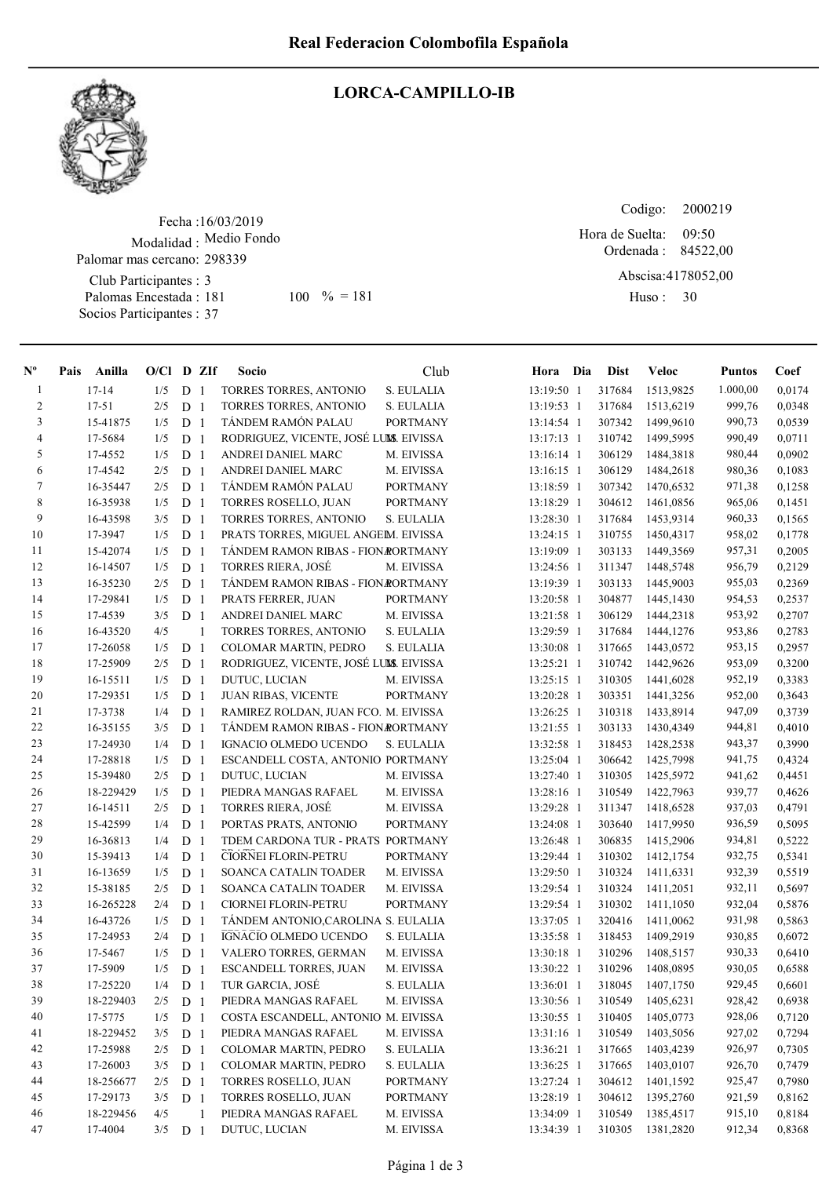# Real Federacion Colombofila Española

## LORCA-CAMPILLO-IB

Fecha :16/03/2019
Modalidad : Medio Fondo
Palomar mas cercano: 298339
Club Participantes : 3
Palomas Encestada : 181 100 % = 181
Socios Participantes : 37

Codigo: 2000219
Hora de Suelta: 09:50
Ordenada : 84522,00
Abscisa:4178052,00
Huso : 30

| Nº | Pais | Anilla | O/Cl | D | ZIf | Socio | Club | Hora | Dia | Dist | Veloc | Puntos | Coef |
|---|---|---|---|---|---|---|---|---|---|---|---|---|---|
| 1 | | 17-14 | 1/5 | D | 1 | TORRES TORRES, ANTONIO | S. EULALIA | 13:19:50 | 1 | 317684 | 1513,9825 | 1.000,00 | 0,0174 |
| 2 | | 17-51 | 2/5 | D | 1 | TORRES TORRES, ANTONIO | S. EULALIA | 13:19:53 | 1 | 317684 | 1513,6219 | 999,76 | 0,0348 |
| 3 | | 15-41875 | 1/5 | D | 1 | TÁNDEM RAMÓN PALAU | PORTMANY | 13:14:54 | 1 | 307342 | 1499,9610 | 990,73 | 0,0539 |
| 4 | | 17-5684 | 1/5 | D | 1 | RODRIGUEZ, VICENTE, JOSÉ LUIS | M. EIVISSA | 13:17:13 | 1 | 310742 | 1499,5995 | 990,49 | 0,0711 |
| 5 | | 17-4552 | 1/5 | D | 1 | ANDREI DANIEL MARC | M. EIVISSA | 13:16:14 | 1 | 306129 | 1484,3818 | 980,44 | 0,0902 |
| 6 | | 17-4542 | 2/5 | D | 1 | ANDREI DANIEL MARC | M. EIVISSA | 13:16:15 | 1 | 306129 | 1484,2618 | 980,36 | 0,1083 |
| 7 | | 16-35447 | 2/5 | D | 1 | TÁNDEM RAMÓN PALAU | PORTMANY | 13:18:59 | 1 | 307342 | 1470,6532 | 971,38 | 0,1258 |
| 8 | | 16-35938 | 1/5 | D | 1 | TORRES ROSELLO, JUAN | PORTMANY | 13:18:29 | 1 | 304612 | 1461,0856 | 965,06 | 0,1451 |
| 9 | | 16-43598 | 3/5 | D | 1 | TORRES TORRES, ANTONIO | S. EULALIA | 13:28:30 | 1 | 317684 | 1453,9314 | 960,33 | 0,1565 |
| 10 | | 17-3947 | 1/5 | D | 1 | PRATS TORRES, MIGUEL ANGEL | M. EIVISSA | 13:24:15 | 1 | 310755 | 1450,4317 | 958,02 | 0,1778 |
| 11 | | 15-42074 | 1/5 | D | 1 | TÁNDEM RAMON RIBAS - FIONA | PORTMANY | 13:19:09 | 1 | 303133 | 1449,3569 | 957,31 | 0,2005 |
| 12 | | 16-14507 | 1/5 | D | 1 | TORRES RIERA, JOSÉ | M. EIVISSA | 13:24:56 | 1 | 311347 | 1448,5748 | 956,79 | 0,2129 |
| 13 | | 16-35230 | 2/5 | D | 1 | TÁNDEM RAMON RIBAS - FIONA | PORTMANY | 13:19:39 | 1 | 303133 | 1445,9003 | 955,03 | 0,2369 |
| 14 | | 17-29841 | 1/5 | D | 1 | PRATS FERRER, JUAN | PORTMANY | 13:20:58 | 1 | 304877 | 1445,1430 | 954,53 | 0,2537 |
| 15 | | 17-4539 | 3/5 | D | 1 | ANDREI DANIEL MARC | M. EIVISSA | 13:21:58 | 1 | 306129 | 1444,2318 | 953,92 | 0,2707 |
| 16 | | 16-43520 | 4/5 | | 1 | TORRES TORRES, ANTONIO | S. EULALIA | 13:29:59 | 1 | 317684 | 1444,1276 | 953,86 | 0,2783 |
| 17 | | 17-26058 | 1/5 | D | 1 | COLOMAR MARTIN, PEDRO | S. EULALIA | 13:30:08 | 1 | 317665 | 1443,0572 | 953,15 | 0,2957 |
| 18 | | 17-25909 | 2/5 | D | 1 | RODRIGUEZ, VICENTE, JOSÉ LUIS | M. EIVISSA | 13:25:21 | 1 | 310742 | 1442,9626 | 953,09 | 0,3200 |
| 19 | | 16-15511 | 1/5 | D | 1 | DUTUC, LUCIAN | M. EIVISSA | 13:25:15 | 1 | 310305 | 1441,6028 | 952,19 | 0,3383 |
| 20 | | 17-29351 | 1/5 | D | 1 | JUAN RIBAS, VICENTE | PORTMANY | 13:20:28 | 1 | 303351 | 1441,3256 | 952,00 | 0,3643 |
| 21 | | 17-3738 | 1/4 | D | 1 | RAMIREZ ROLDAN, JUAN FCO. | M. EIVISSA | 13:26:25 | 1 | 310318 | 1433,8914 | 947,09 | 0,3739 |
| 22 | | 16-35155 | 3/5 | D | 1 | TÁNDEM RAMON RIBAS - FIONA | PORTMANY | 13:21:55 | 1 | 303133 | 1430,4349 | 944,81 | 0,4010 |
| 23 | | 17-24930 | 1/4 | D | 1 | IGNACIO OLMEDO UCENDO | S. EULALIA | 13:32:58 | 1 | 318453 | 1428,2538 | 943,37 | 0,3990 |
| 24 | | 17-28818 | 1/5 | D | 1 | ESCANDELL COSTA, ANTONIO | PORTMANY | 13:25:04 | 1 | 306642 | 1425,7998 | 941,75 | 0,4324 |
| 25 | | 15-39480 | 2/5 | D | 1 | DUTUC, LUCIAN | M. EIVISSA | 13:27:40 | 1 | 310305 | 1425,5972 | 941,62 | 0,4451 |
| 26 | | 18-229429 | 1/5 | D | 1 | PIEDRA MANGAS RAFAEL | M. EIVISSA | 13:28:16 | 1 | 310549 | 1422,7963 | 939,77 | 0,4626 |
| 27 | | 16-14511 | 2/5 | D | 1 | TORRES RIERA, JOSÉ | M. EIVISSA | 13:29:28 | 1 | 311347 | 1418,6528 | 937,03 | 0,4791 |
| 28 | | 15-42599 | 1/4 | D | 1 | PORTAS PRATS, ANTONIO | PORTMANY | 13:24:08 | 1 | 303640 | 1417,9950 | 936,59 | 0,5095 |
| 29 | | 16-36813 | 1/4 | D | 1 | TDEM CARDONA TUR - PRATS | PORTMANY | 13:26:48 | 1 | 306835 | 1415,2906 | 934,81 | 0,5222 |
| 30 | | 15-39413 | 1/4 | D | 1 | CIORNEI FLORIN-PETRU | PORTMANY | 13:29:44 | 1 | 310302 | 1412,1754 | 932,75 | 0,5341 |
| 31 | | 16-13659 | 1/5 | D | 1 | SOANCA CATALIN TOADER | M. EIVISSA | 13:29:50 | 1 | 310324 | 1411,6331 | 932,39 | 0,5519 |
| 32 | | 15-38185 | 2/5 | D | 1 | SOANCA CATALIN TOADER | M. EIVISSA | 13:29:54 | 1 | 310324 | 1411,2051 | 932,11 | 0,5697 |
| 33 | | 16-265228 | 2/4 | D | 1 | CIORNEI FLORIN-PETRU | PORTMANY | 13:29:54 | 1 | 310302 | 1411,1050 | 932,04 | 0,5876 |
| 34 | | 16-43726 | 1/5 | D | 1 | TÁNDEM ANTONIO,CAROLINA | S. EULALIA | 13:37:05 | 1 | 320416 | 1411,0062 | 931,98 | 0,5863 |
| 35 | | 17-24953 | 2/4 | D | 1 | IGNACIO OLMEDO UCENDO | S. EULALIA | 13:35:58 | 1 | 318453 | 1409,2919 | 930,85 | 0,6072 |
| 36 | | 17-5467 | 1/5 | D | 1 | VALERO TORRES, GERMAN | M. EIVISSA | 13:30:18 | 1 | 310296 | 1408,5157 | 930,33 | 0,6410 |
| 37 | | 17-5909 | 1/5 | D | 1 | ESCANDELL TORRES, JUAN | M. EIVISSA | 13:30:22 | 1 | 310296 | 1408,0895 | 930,05 | 0,6588 |
| 38 | | 17-25220 | 1/4 | D | 1 | TUR GARCIA, JOSÉ | S. EULALIA | 13:36:01 | 1 | 318045 | 1407,1750 | 929,45 | 0,6601 |
| 39 | | 18-229403 | 2/5 | D | 1 | PIEDRA MANGAS RAFAEL | M. EIVISSA | 13:30:56 | 1 | 310549 | 1405,6231 | 928,42 | 0,6938 |
| 40 | | 17-5775 | 1/5 | D | 1 | COSTA ESCANDELL, ANTONIO | M. EIVISSA | 13:30:55 | 1 | 310405 | 1405,0773 | 928,06 | 0,7120 |
| 41 | | 18-229452 | 3/5 | D | 1 | PIEDRA MANGAS RAFAEL | M. EIVISSA | 13:31:16 | 1 | 310549 | 1403,5056 | 927,02 | 0,7294 |
| 42 | | 17-25988 | 2/5 | D | 1 | COLOMAR MARTIN, PEDRO | S. EULALIA | 13:36:21 | 1 | 317665 | 1403,4239 | 926,97 | 0,7305 |
| 43 | | 17-26003 | 3/5 | D | 1 | COLOMAR MARTIN, PEDRO | S. EULALIA | 13:36:25 | 1 | 317665 | 1403,0107 | 926,70 | 0,7479 |
| 44 | | 18-256677 | 2/5 | D | 1 | TORRES ROSELLO, JUAN | PORTMANY | 13:27:24 | 1 | 304612 | 1401,1592 | 925,47 | 0,7980 |
| 45 | | 17-29173 | 3/5 | D | 1 | TORRES ROSELLO, JUAN | PORTMANY | 13:28:19 | 1 | 304612 | 1395,2760 | 921,59 | 0,8162 |
| 46 | | 18-229456 | 4/5 | | 1 | PIEDRA MANGAS RAFAEL | M. EIVISSA | 13:34:09 | 1 | 310549 | 1385,4517 | 915,10 | 0,8184 |
| 47 | | 17-4004 | 3/5 | D | 1 | DUTUC, LUCIAN | M. EIVISSA | 13:34:39 | 1 | 310305 | 1381,2820 | 912,34 | 0,8368 |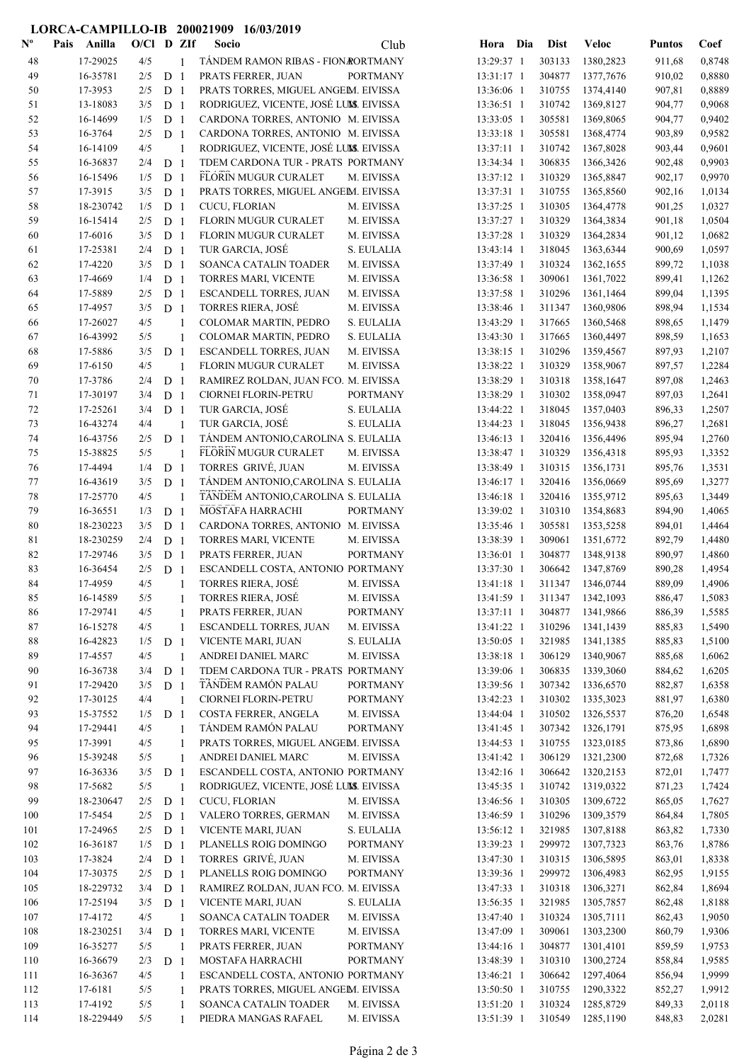# LORCA-CAMPILLO-IB 200021909 16/03/2019

| Nº | Pais | Anilla | O/Cl | D | ZIf | Socio | Club | Hora | Dia | Dist | Veloc | Puntos | Coef |
|---|---|---|---|---|---|---|---|---|---|---|---|---|---|
| 48 | | 17-29025 | 4/5 | | 1 | TÁNDEM RAMON RIBAS - FIONA | PORTMANY | 13:29:37 | 1 | 303133 | 1380,2823 | 911,68 | 0,8748 |
| 49 | | 16-35781 | 2/5 | D | 1 | PRATS FERRER, JUAN | PORTMANY | 13:31:17 | 1 | 304877 | 1377,7676 | 910,02 | 0,8880 |
| 50 | | 17-3953 | 2/5 | D | 1 | PRATS TORRES, MIGUEL ANGEL | M. EIVISSA | 13:36:06 | 1 | 310755 | 1374,4140 | 907,81 | 0,8889 |
| 51 | | 13-18083 | 3/5 | D | 1 | RODRIGUEZ, VICENTE, JOSÉ LUIS | M. EIVISSA | 13:36:51 | 1 | 310742 | 1369,8127 | 904,77 | 0,9068 |
| 52 | | 16-14699 | 1/5 | D | 1 | CARDONA TORRES, ANTONIO | M. EIVISSA | 13:33:05 | 1 | 305581 | 1369,8065 | 904,77 | 0,9402 |
| 53 | | 16-3764 | 2/5 | D | 1 | CARDONA TORRES, ANTONIO | M. EIVISSA | 13:33:18 | 1 | 305581 | 1368,4774 | 903,89 | 0,9582 |
| 54 | | 16-14109 | 4/5 | | 1 | RODRIGUEZ, VICENTE, JOSÉ LUIS | M. EIVISSA | 13:37:11 | 1 | 310742 | 1367,8028 | 903,44 | 0,9601 |
| 55 | | 16-36837 | 2/4 | D | 1 | TDEM CARDONA TUR - PRATS | PORTMANY | 13:34:34 | 1 | 306835 | 1366,3426 | 902,48 | 0,9903 |
| 56 | | 16-15496 | 1/5 | D | 1 | FLORIN MUGUR CURALET | M. EIVISSA | 13:37:12 | 1 | 310329 | 1365,8847 | 902,17 | 0,9970 |
| 57 | | 17-3915 | 3/5 | D | 1 | PRATS TORRES, MIGUEL ANGEL | M. EIVISSA | 13:37:31 | 1 | 310755 | 1365,8560 | 902,16 | 1,0134 |
| 58 | | 18-230742 | 1/5 | D | 1 | CUCU, FLORIAN | M. EIVISSA | 13:37:25 | 1 | 310305 | 1364,4778 | 901,25 | 1,0327 |
| 59 | | 16-15414 | 2/5 | D | 1 | FLORIN MUGUR CURALET | M. EIVISSA | 13:37:27 | 1 | 310329 | 1364,3834 | 901,18 | 1,0504 |
| 60 | | 17-6016 | 3/5 | D | 1 | FLORIN MUGUR CURALET | M. EIVISSA | 13:37:28 | 1 | 310329 | 1364,2834 | 901,12 | 1,0682 |
| 61 | | 17-25381 | 2/4 | D | 1 | TUR GARCIA, JOSÉ | S. EULALIA | 13:43:14 | 1 | 318045 | 1363,6344 | 900,69 | 1,0597 |
| 62 | | 17-4220 | 3/5 | D | 1 | SOANCA CATALIN TOADER | M. EIVISSA | 13:37:49 | 1 | 310324 | 1362,1655 | 899,72 | 1,1038 |
| 63 | | 17-4669 | 1/4 | D | 1 | TORRES MARI, VICENTE | M. EIVISSA | 13:36:58 | 1 | 309061 | 1361,7022 | 899,41 | 1,1262 |
| 64 | | 17-5889 | 2/5 | D | 1 | ESCANDELL TORRES, JUAN | M. EIVISSA | 13:37:58 | 1 | 310296 | 1361,1464 | 899,04 | 1,1395 |
| 65 | | 17-4957 | 3/5 | D | 1 | TORRES RIERA, JOSÉ | M. EIVISSA | 13:38:46 | 1 | 311347 | 1360,9806 | 898,94 | 1,1534 |
| 66 | | 17-26027 | 4/5 | | 1 | COLOMAR MARTIN, PEDRO | S. EULALIA | 13:43:29 | 1 | 317665 | 1360,5468 | 898,65 | 1,1479 |
| 67 | | 16-43992 | 5/5 | | 1 | COLOMAR MARTIN, PEDRO | S. EULALIA | 13:43:30 | 1 | 317665 | 1360,4497 | 898,59 | 1,1653 |
| 68 | | 17-5886 | 3/5 | D | 1 | ESCANDELL TORRES, JUAN | M. EIVISSA | 13:38:15 | 1 | 310296 | 1359,4567 | 897,93 | 1,2107 |
| 69 | | 17-6150 | 4/5 | | 1 | FLORIN MUGUR CURALET | M. EIVISSA | 13:38:22 | 1 | 310329 | 1358,9067 | 897,57 | 1,2284 |
| 70 | | 17-3786 | 2/4 | D | 1 | RAMIREZ ROLDAN, JUAN FCO. | M. EIVISSA | 13:38:29 | 1 | 310318 | 1358,1647 | 897,08 | 1,2463 |
| 71 | | 17-30197 | 3/4 | D | 1 | CIORNEI FLORIN-PETRU | PORTMANY | 13:38:29 | 1 | 310302 | 1358,0947 | 897,03 | 1,2641 |
| 72 | | 17-25261 | 3/4 | D | 1 | TUR GARCIA, JOSÉ | S. EULALIA | 13:44:22 | 1 | 318045 | 1357,0403 | 896,33 | 1,2507 |
| 73 | | 16-43274 | 4/4 | | 1 | TUR GARCIA, JOSÉ | S. EULALIA | 13:44:23 | 1 | 318045 | 1356,9438 | 896,27 | 1,2681 |
| 74 | | 16-43756 | 2/5 | D | 1 | TÁNDEM ANTONIO,CAROLINA | S. EULALIA | 13:46:13 | 1 | 320416 | 1356,4496 | 895,94 | 1,2760 |
| 75 | | 15-38825 | 5/5 | | 1 | FLORIN MUGUR CURALET | M. EIVISSA | 13:38:47 | 1 | 310329 | 1356,4318 | 895,93 | 1,3352 |
| 76 | | 17-4494 | 1/4 | D | 1 | TORRES GRIVÉ, JUAN | M. EIVISSA | 13:38:49 | 1 | 310315 | 1356,1731 | 895,76 | 1,3531 |
| 77 | | 16-43619 | 3/5 | D | 1 | TÁNDEM ANTONIO,CAROLINA | S. EULALIA | 13:46:17 | 1 | 320416 | 1356,0669 | 895,69 | 1,3277 |
| 78 | | 17-25770 | 4/5 | | 1 | TÁNDEM ANTONIO,CAROLINA | S. EULALIA | 13:46:18 | 1 | 320416 | 1355,9712 | 895,63 | 1,3449 |
| 79 | | 16-36551 | 1/3 | D | 1 | MOSTAFA HARRACHI | PORTMANY | 13:39:02 | 1 | 310310 | 1354,8683 | 894,90 | 1,4065 |
| 80 | | 18-230223 | 3/5 | D | 1 | CARDONA TORRES, ANTONIO | M. EIVISSA | 13:35:46 | 1 | 305581 | 1353,5258 | 894,01 | 1,4464 |
| 81 | | 18-230259 | 2/4 | D | 1 | TORRES MARI, VICENTE | M. EIVISSA | 13:38:39 | 1 | 309061 | 1351,6772 | 892,79 | 1,4480 |
| 82 | | 17-29746 | 3/5 | D | 1 | PRATS FERRER, JUAN | PORTMANY | 13:36:01 | 1 | 304877 | 1348,9138 | 890,97 | 1,4860 |
| 83 | | 16-36454 | 2/5 | D | 1 | ESCANDELL COSTA, ANTONIO | PORTMANY | 13:37:30 | 1 | 306642 | 1347,8769 | 890,28 | 1,4954 |
| 84 | | 17-4959 | 4/5 | | 1 | TORRES RIERA, JOSÉ | M. EIVISSA | 13:41:18 | 1 | 311347 | 1346,0744 | 889,09 | 1,4906 |
| 85 | | 16-14589 | 5/5 | | 1 | TORRES RIERA, JOSÉ | M. EIVISSA | 13:41:59 | 1 | 311347 | 1342,1093 | 886,47 | 1,5083 |
| 86 | | 17-29741 | 4/5 | | 1 | PRATS FERRER, JUAN | PORTMANY | 13:37:11 | 1 | 304877 | 1341,9866 | 886,39 | 1,5585 |
| 87 | | 16-15278 | 4/5 | | 1 | ESCANDELL TORRES, JUAN | M. EIVISSA | 13:41:22 | 1 | 310296 | 1341,1439 | 885,83 | 1,5490 |
| 88 | | 16-42823 | 1/5 | D | 1 | VICENTE MARI, JUAN | S. EULALIA | 13:50:05 | 1 | 321985 | 1341,1385 | 885,83 | 1,5100 |
| 89 | | 17-4557 | 4/5 | | 1 | ANDREI DANIEL MARC | M. EIVISSA | 13:38:18 | 1 | 306129 | 1340,9067 | 885,68 | 1,6062 |
| 90 | | 16-36738 | 3/4 | D | 1 | TDEM CARDONA TUR - PRATS | PORTMANY | 13:39:06 | 1 | 306835 | 1339,3060 | 884,62 | 1,6205 |
| 91 | | 17-29420 | 3/5 | D | 1 | TÁNDEM RAMÓN PALAU | PORTMANY | 13:39:56 | 1 | 307342 | 1336,6570 | 882,87 | 1,6358 |
| 92 | | 17-30125 | 4/4 | | 1 | CIORNEI FLORIN-PETRU | PORTMANY | 13:42:23 | 1 | 310302 | 1335,3023 | 881,97 | 1,6380 |
| 93 | | 15-37552 | 1/5 | D | 1 | COSTA FERRER, ANGELA | M. EIVISSA | 13:44:04 | 1 | 310502 | 1326,5537 | 876,20 | 1,6548 |
| 94 | | 17-29441 | 4/5 | | 1 | TÁNDEM RAMÓN PALAU | PORTMANY | 13:41:45 | 1 | 307342 | 1326,1791 | 875,95 | 1,6898 |
| 95 | | 17-3991 | 4/5 | | 1 | PRATS TORRES, MIGUEL ANGEL | M. EIVISSA | 13:44:53 | 1 | 310755 | 1323,0185 | 873,86 | 1,6890 |
| 96 | | 15-39248 | 5/5 | | 1 | ANDREI DANIEL MARC | M. EIVISSA | 13:41:42 | 1 | 306129 | 1321,2300 | 872,68 | 1,7326 |
| 97 | | 16-36336 | 3/5 | D | 1 | ESCANDELL COSTA, ANTONIO | PORTMANY | 13:42:16 | 1 | 306642 | 1320,2153 | 872,01 | 1,7477 |
| 98 | | 17-5682 | 5/5 | | 1 | RODRIGUEZ, VICENTE, JOSÉ LUIS | M. EIVISSA | 13:45:35 | 1 | 310742 | 1319,0322 | 871,23 | 1,7424 |
| 99 | | 18-230647 | 2/5 | D | 1 | CUCU, FLORIAN | M. EIVISSA | 13:46:56 | 1 | 310305 | 1309,6722 | 865,05 | 1,7627 |
| 100 | | 17-5454 | 2/5 | D | 1 | VALERO TORRES, GERMAN | M. EIVISSA | 13:46:59 | 1 | 310296 | 1309,3579 | 864,84 | 1,7805 |
| 101 | | 17-24965 | 2/5 | D | 1 | VICENTE MARI, JUAN | S. EULALIA | 13:56:12 | 1 | 321985 | 1307,8188 | 863,82 | 1,7330 |
| 102 | | 16-36187 | 1/5 | D | 1 | PLANELLS ROIG DOMINGO | PORTMANY | 13:39:23 | 1 | 299972 | 1307,7323 | 863,76 | 1,8786 |
| 103 | | 17-3824 | 2/4 | D | 1 | TORRES GRIVÉ, JUAN | M. EIVISSA | 13:47:30 | 1 | 310315 | 1306,5895 | 863,01 | 1,8338 |
| 104 | | 17-30375 | 2/5 | D | 1 | PLANELLS ROIG DOMINGO | PORTMANY | 13:39:36 | 1 | 299972 | 1306,4983 | 862,95 | 1,9155 |
| 105 | | 18-229732 | 3/4 | D | 1 | RAMIREZ ROLDAN, JUAN FCO. | M. EIVISSA | 13:47:33 | 1 | 310318 | 1306,3271 | 862,84 | 1,8694 |
| 106 | | 17-25194 | 3/5 | D | 1 | VICENTE MARI, JUAN | S. EULALIA | 13:56:35 | 1 | 321985 | 1305,7857 | 862,48 | 1,8188 |
| 107 | | 17-4172 | 4/5 | | 1 | SOANCA CATALIN TOADER | M. EIVISSA | 13:47:40 | 1 | 310324 | 1305,7111 | 862,43 | 1,9050 |
| 108 | | 18-230251 | 3/4 | D | 1 | TORRES MARI, VICENTE | M. EIVISSA | 13:47:09 | 1 | 309061 | 1303,2300 | 860,79 | 1,9306 |
| 109 | | 16-35277 | 5/5 | | 1 | PRATS FERRER, JUAN | PORTMANY | 13:44:16 | 1 | 304877 | 1301,4101 | 859,59 | 1,9753 |
| 110 | | 16-36679 | 2/3 | D | 1 | MOSTAFA HARRACHI | PORTMANY | 13:48:39 | 1 | 310310 | 1300,2724 | 858,84 | 1,9585 |
| 111 | | 16-36367 | 4/5 | | 1 | ESCANDELL COSTA, ANTONIO | PORTMANY | 13:46:21 | 1 | 306642 | 1297,4064 | 856,94 | 1,9999 |
| 112 | | 17-6181 | 5/5 | | 1 | PRATS TORRES, MIGUEL ANGEL | M. EIVISSA | 13:50:50 | 1 | 310755 | 1290,3322 | 852,27 | 1,9912 |
| 113 | | 17-4192 | 5/5 | | 1 | SOANCA CATALIN TOADER | M. EIVISSA | 13:51:20 | 1 | 310324 | 1285,8729 | 849,33 | 2,0118 |
| 114 | | 18-229449 | 5/5 | | 1 | PIEDRA MANGAS RAFAEL | M. EIVISSA | 13:51:39 | 1 | 310549 | 1285,1190 | 848,83 | 2,0281 |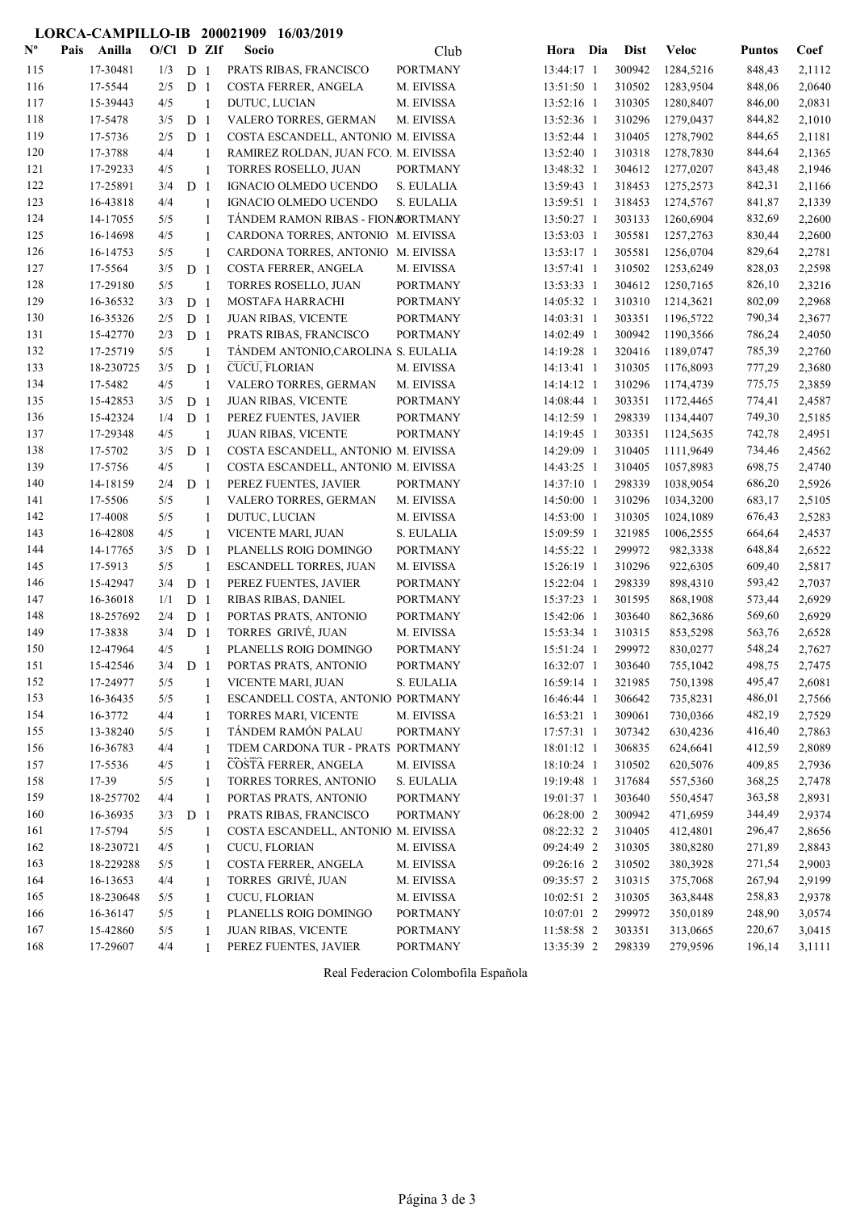**LORCA-CAMPILLO-IB 200021909 16/03/2019**

| Nº | Pais | Anilla | O/Cl | D | ZIf | Socio | Club | Hora | Dia | Dist | Veloc | Puntos | Coef |
|---|---|---|---|---|---|---|---|---|---|---|---|---|---|
| 115 | | 17-30481 | 1/3 | D | 1 | PRATS RIBAS, FRANCISCO | PORTMANY | 13:44:17 | 1 | 300942 | 1284,5216 | 848,43 | 2,1112 |
| 116 | | 17-5544 | 2/5 | D | 1 | COSTA FERRER, ANGELA | M. EIVISSA | 13:51:50 | 1 | 310502 | 1283,9504 | 848,06 | 2,0640 |
| 117 | | 15-39443 | 4/5 | | 1 | DUTUC, LUCIAN | M. EIVISSA | 13:52:16 | 1 | 310305 | 1280,8407 | 846,00 | 2,0831 |
| 118 | | 17-5478 | 3/5 | D | 1 | VALERO TORRES, GERMAN | M. EIVISSA | 13:52:36 | 1 | 310296 | 1279,0437 | 844,82 | 2,1010 |
| 119 | | 17-5736 | 2/5 | D | 1 | COSTA ESCANDELL, ANTONIO | M. EIVISSA | 13:52:44 | 1 | 310405 | 1278,7902 | 844,65 | 2,1181 |
| 120 | | 17-3788 | 4/4 | | 1 | RAMIREZ ROLDAN, JUAN FCO. | M. EIVISSA | 13:52:40 | 1 | 310318 | 1278,7830 | 844,64 | 2,1365 |
| 121 | | 17-29233 | 4/5 | | 1 | TORRES ROSELLO, JUAN | PORTMANY | 13:48:32 | 1 | 304612 | 1277,0207 | 843,48 | 2,1946 |
| 122 | | 17-25891 | 3/4 | D | 1 | IGNACIO OLMEDO UCENDO | S. EULALIA | 13:59:43 | 1 | 318453 | 1275,2573 | 842,31 | 2,1166 |
| 123 | | 16-43818 | 4/4 | | 1 | IGNACIO OLMEDO UCENDO | S. EULALIA | 13:59:51 | 1 | 318453 | 1274,5767 | 841,87 | 2,1339 |
| 124 | | 14-17055 | 5/5 | | 1 | TÁNDEM RAMON RIBAS - FIONA | PORTMANY | 13:50:27 | 1 | 303133 | 1260,6904 | 832,69 | 2,2600 |
| 125 | | 16-14698 | 4/5 | | 1 | CARDONA TORRES, ANTONIO | M. EIVISSA | 13:53:03 | 1 | 305581 | 1257,2763 | 830,44 | 2,2600 |
| 126 | | 16-14753 | 5/5 | | 1 | CARDONA TORRES, ANTONIO | M. EIVISSA | 13:53:17 | 1 | 305581 | 1256,0704 | 829,64 | 2,2781 |
| 127 | | 17-5564 | 3/5 | D | 1 | COSTA FERRER, ANGELA | M. EIVISSA | 13:57:41 | 1 | 310502 | 1253,6249 | 828,03 | 2,2598 |
| 128 | | 17-29180 | 5/5 | | 1 | TORRES ROSELLO, JUAN | PORTMANY | 13:53:33 | 1 | 304612 | 1250,7165 | 826,10 | 2,3216 |
| 129 | | 16-36532 | 3/3 | D | 1 | MOSTAFA HARRACHI | PORTMANY | 14:05:32 | 1 | 310310 | 1214,3621 | 802,09 | 2,2968 |
| 130 | | 16-35326 | 2/5 | D | 1 | JUAN RIBAS, VICENTE | PORTMANY | 14:03:31 | 1 | 303351 | 1196,5722 | 790,34 | 2,3677 |
| 131 | | 15-42770 | 2/3 | D | 1 | PRATS RIBAS, FRANCISCO | PORTMANY | 14:02:49 | 1 | 300942 | 1190,3566 | 786,24 | 2,4050 |
| 132 | | 17-25719 | 5/5 | | 1 | TÁNDEM ANTONIO,CAROLINA | S. EULALIA | 14:19:28 | 1 | 320416 | 1189,0747 | 785,39 | 2,2760 |
| 133 | | 18-230725 | 3/5 | D | 1 | CUCU, FLORIAN | M. EIVISSA | 14:13:41 | 1 | 310305 | 1176,8093 | 777,29 | 2,3680 |
| 134 | | 17-5482 | 4/5 | | 1 | VALERO TORRES, GERMAN | M. EIVISSA | 14:14:12 | 1 | 310296 | 1174,4739 | 775,75 | 2,3859 |
| 135 | | 15-42853 | 3/5 | D | 1 | JUAN RIBAS, VICENTE | PORTMANY | 14:08:44 | 1 | 303351 | 1172,4465 | 774,41 | 2,4587 |
| 136 | | 15-42324 | 1/4 | D | 1 | PEREZ FUENTES, JAVIER | PORTMANY | 14:12:59 | 1 | 298339 | 1134,4407 | 749,30 | 2,5185 |
| 137 | | 17-29348 | 4/5 | | 1 | JUAN RIBAS, VICENTE | PORTMANY | 14:19:45 | 1 | 303351 | 1124,5635 | 742,78 | 2,4951 |
| 138 | | 17-5702 | 3/5 | D | 1 | COSTA ESCANDELL, ANTONIO | M. EIVISSA | 14:29:09 | 1 | 310405 | 1111,9649 | 734,46 | 2,4562 |
| 139 | | 17-5756 | 4/5 | | 1 | COSTA ESCANDELL, ANTONIO | M. EIVISSA | 14:43:25 | 1 | 310405 | 1057,8983 | 698,75 | 2,4740 |
| 140 | | 14-18159 | 2/4 | D | 1 | PEREZ FUENTES, JAVIER | PORTMANY | 14:37:10 | 1 | 298339 | 1038,9054 | 686,20 | 2,5926 |
| 141 | | 17-5506 | 5/5 | | 1 | VALERO TORRES, GERMAN | M. EIVISSA | 14:50:00 | 1 | 310296 | 1034,3200 | 683,17 | 2,5105 |
| 142 | | 17-4008 | 5/5 | | 1 | DUTUC, LUCIAN | M. EIVISSA | 14:53:00 | 1 | 310305 | 1024,1089 | 676,43 | 2,5283 |
| 143 | | 16-42808 | 4/5 | | 1 | VICENTE MARI, JUAN | S. EULALIA | 15:09:59 | 1 | 321985 | 1006,2555 | 664,64 | 2,4537 |
| 144 | | 14-17765 | 3/5 | D | 1 | PLANELLS ROIG DOMINGO | PORTMANY | 14:55:22 | 1 | 299972 | 982,3338 | 648,84 | 2,6522 |
| 145 | | 17-5913 | 5/5 | | 1 | ESCANDELL TORRES, JUAN | M. EIVISSA | 15:26:19 | 1 | 310296 | 922,6305 | 609,40 | 2,5817 |
| 146 | | 15-42947 | 3/4 | D | 1 | PEREZ FUENTES, JAVIER | PORTMANY | 15:22:04 | 1 | 298339 | 898,4310 | 593,42 | 2,7037 |
| 147 | | 16-36018 | 1/1 | D | 1 | RIBAS RIBAS, DANIEL | PORTMANY | 15:37:23 | 1 | 301595 | 868,1908 | 573,44 | 2,6929 |
| 148 | | 18-257692 | 2/4 | D | 1 | PORTAS PRATS, ANTONIO | PORTMANY | 15:42:06 | 1 | 303640 | 862,3686 | 569,60 | 2,6929 |
| 149 | | 17-3838 | 3/4 | D | 1 | TORRES GRIVÉ, JUAN | M. EIVISSA | 15:53:34 | 1 | 310315 | 853,5298 | 563,76 | 2,6528 |
| 150 | | 12-47964 | 4/5 | | 1 | PLANELLS ROIG DOMINGO | PORTMANY | 15:51:24 | 1 | 299972 | 830,0277 | 548,24 | 2,7627 |
| 151 | | 15-42546 | 3/4 | D | 1 | PORTAS PRATS, ANTONIO | PORTMANY | 16:32:07 | 1 | 303640 | 755,1042 | 498,75 | 2,7475 |
| 152 | | 17-24977 | 5/5 | | 1 | VICENTE MARI, JUAN | S. EULALIA | 16:59:14 | 1 | 321985 | 750,1398 | 495,47 | 2,6081 |
| 153 | | 16-36435 | 5/5 | | 1 | ESCANDELL COSTA, ANTONIO | PORTMANY | 16:46:44 | 1 | 306642 | 735,8231 | 486,01 | 2,7566 |
| 154 | | 16-3772 | 4/4 | | 1 | TORRES MARI, VICENTE | M. EIVISSA | 16:53:21 | 1 | 309061 | 730,0366 | 482,19 | 2,7529 |
| 155 | | 13-38240 | 5/5 | | 1 | TÁNDEM RAMÓN PALAU | PORTMANY | 17:57:31 | 1 | 307342 | 630,4236 | 416,40 | 2,7863 |
| 156 | | 16-36783 | 4/4 | | 1 | TDEM CARDONA TUR - PRATS | PORTMANY | 18:01:12 | 1 | 306835 | 624,6641 | 412,59 | 2,8089 |
| 157 | | 17-5536 | 4/5 | | 1 | COSTA FERRER, ANGELA | M. EIVISSA | 18:10:24 | 1 | 310502 | 620,5076 | 409,85 | 2,7936 |
| 158 | | 17-39 | 5/5 | | 1 | TORRES TORRES, ANTONIO | S. EULALIA | 19:19:48 | 1 | 317684 | 557,5360 | 368,25 | 2,7478 |
| 159 | | 18-257702 | 4/4 | | 1 | PORTAS PRATS, ANTONIO | PORTMANY | 19:01:37 | 1 | 303640 | 550,4547 | 363,58 | 2,8931 |
| 160 | | 16-36935 | 3/3 | D | 1 | PRATS RIBAS, FRANCISCO | PORTMANY | 06:28:00 | 2 | 300942 | 471,6959 | 344,49 | 2,9374 |
| 161 | | 17-5794 | 5/5 | | 1 | COSTA ESCANDELL, ANTONIO | M. EIVISSA | 08:22:32 | 2 | 310405 | 412,4801 | 296,47 | 2,8656 |
| 162 | | 18-230721 | 4/5 | | 1 | CUCU, FLORIAN | M. EIVISSA | 09:24:49 | 2 | 310305 | 380,8280 | 271,89 | 2,8843 |
| 163 | | 18-229288 | 5/5 | | 1 | COSTA FERRER, ANGELA | M. EIVISSA | 09:26:16 | 2 | 310502 | 380,3928 | 271,54 | 2,9003 |
| 164 | | 16-13653 | 4/4 | | 1 | TORRES GRIVÉ, JUAN | M. EIVISSA | 09:35:57 | 2 | 310315 | 375,7068 | 267,94 | 2,9199 |
| 165 | | 18-230648 | 5/5 | | 1 | CUCU, FLORIAN | M. EIVISSA | 10:02:51 | 2 | 310305 | 363,8448 | 258,83 | 2,9378 |
| 166 | | 16-36147 | 5/5 | | 1 | PLANELLS ROIG DOMINGO | PORTMANY | 10:07:01 | 2 | 299972 | 350,0189 | 248,90 | 3,0574 |
| 167 | | 15-42860 | 5/5 | | 1 | JUAN RIBAS, VICENTE | PORTMANY | 11:58:58 | 2 | 303351 | 313,0665 | 220,67 | 3,0415 |
| 168 | | 17-29607 | 4/4 | | 1 | PEREZ FUENTES, JAVIER | PORTMANY | 13:35:39 | 2 | 298339 | 279,9596 | 196,14 | 3,1111 |

Real Federacion Colombofila Española